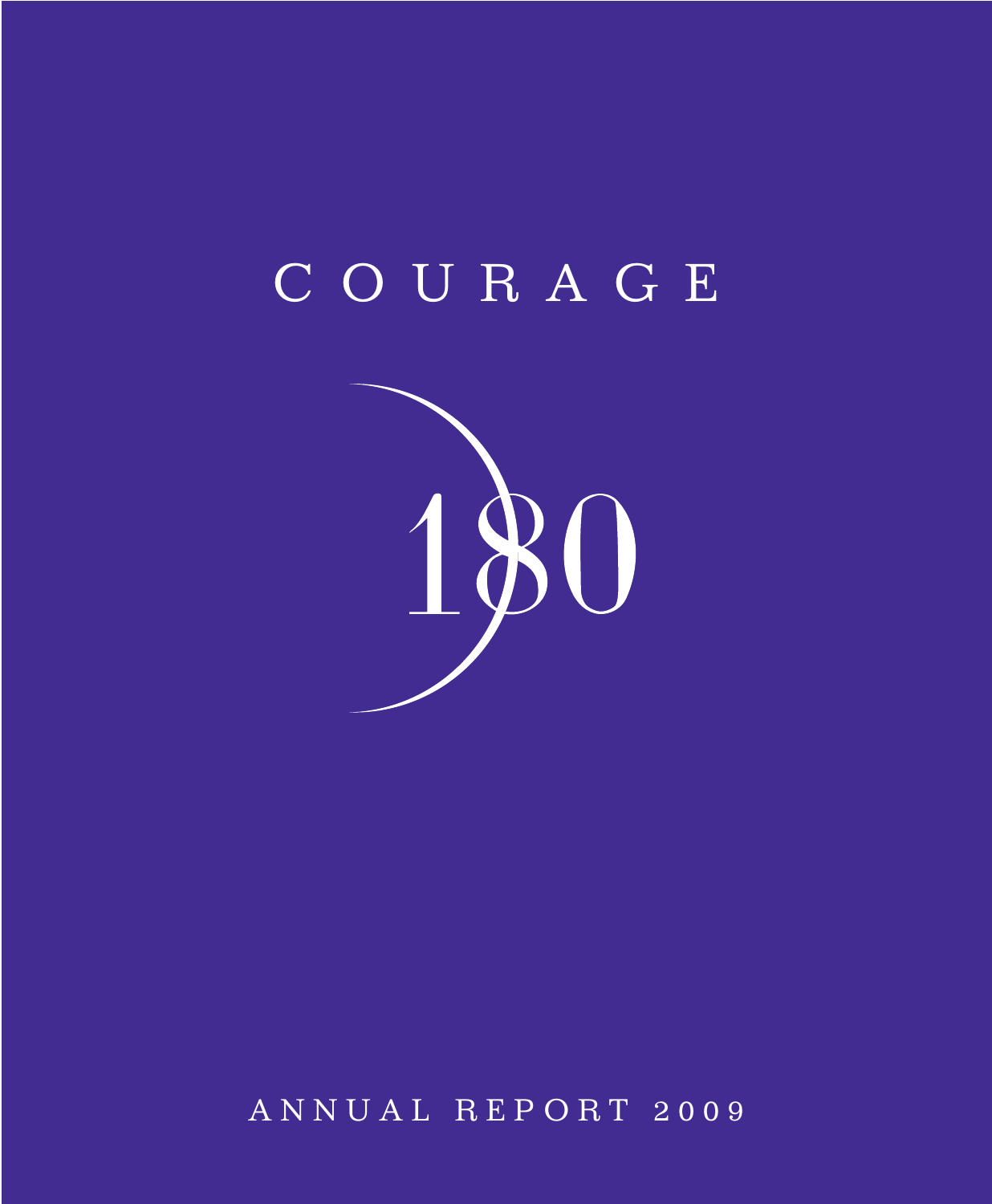# COURAGE

# 180

ANNUAL REPORT 2009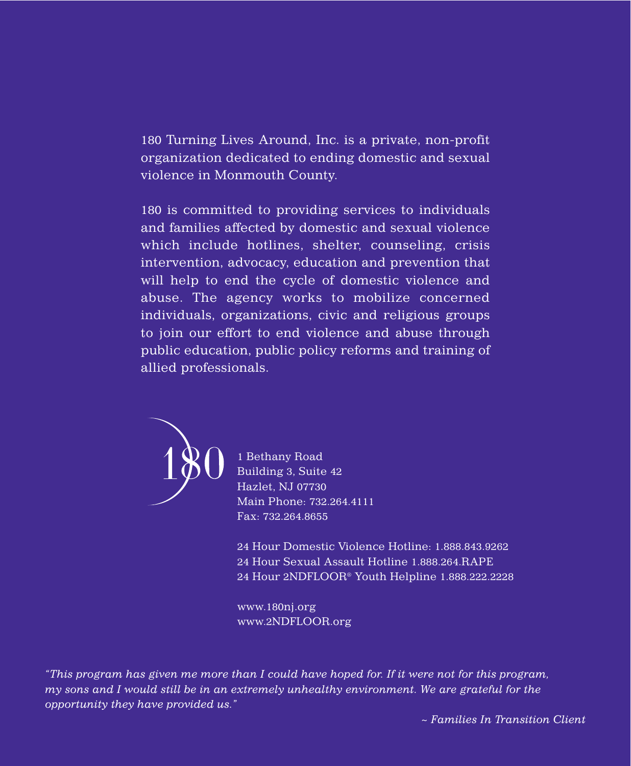180 Turning Lives Around, Inc. is a private, non-profit organization dedicated to ending domestic and sexual violence in Monmouth County.

180 is committed to providing services to individuals and families affected by domestic and sexual violence which include hotlines, shelter, counseling, crisis intervention, advocacy, education and prevention that will help to end the cycle of domestic violence and abuse. The agency works to mobilize concerned individuals, organizations, civic and religious groups to join our effort to end violence and abuse through public education, public policy reforms and training of allied professionals.

180

1 Bethany Road
Building 3, Suite 42
Hazlet, NJ 07730
Main Phone: 732.264.4111
Fax: 732.264.8655

24 Hour Domestic Violence Hotline: 1.888.843.9262
24 Hour Sexual Assault Hotline 1.888.264.RAPE
24 Hour 2NDFLOOR® Youth Helpline 1.888.222.2228

www.180nj.org
www.2NDFLOOR.org

*"This program has given me more than I could have hoped for. If it were not for this program, my sons and I would still be in an extremely unhealthy environment. We are grateful for the opportunity they have provided us."*

*~ Families In Transition Client*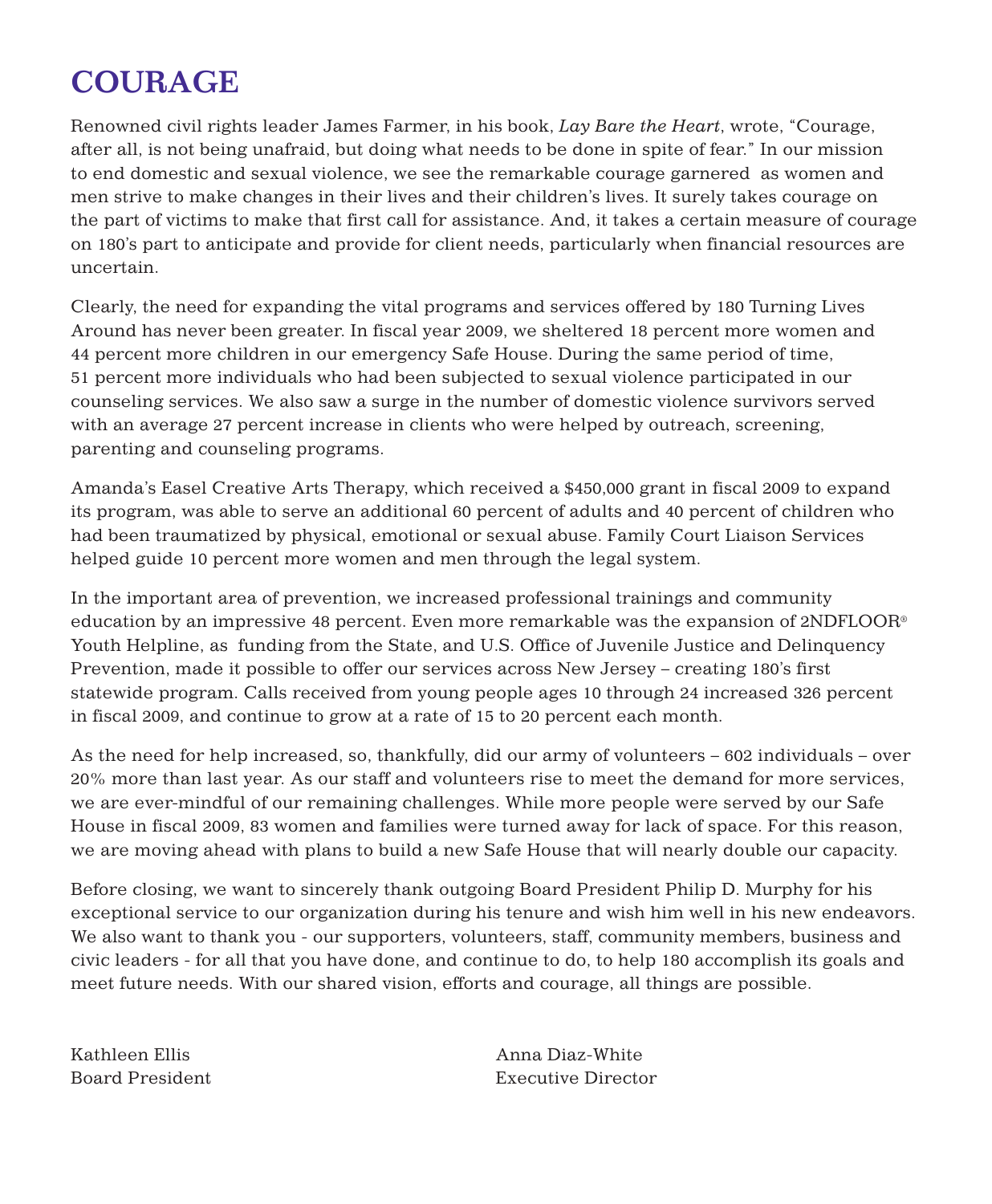# COURAGE

Renowned civil rights leader James Farmer, in his book, *Lay Bare the Heart*, wrote, "Courage, after all, is not being unafraid, but doing what needs to be done in spite of fear." In our mission to end domestic and sexual violence, we see the remarkable courage garnered as women and men strive to make changes in their lives and their children's lives. It surely takes courage on the part of victims to make that first call for assistance. And, it takes a certain measure of courage on 180's part to anticipate and provide for client needs, particularly when financial resources are uncertain.

Clearly, the need for expanding the vital programs and services offered by 180 Turning Lives Around has never been greater. In fiscal year 2009, we sheltered 18 percent more women and 44 percent more children in our emergency Safe House. During the same period of time, 51 percent more individuals who had been subjected to sexual violence participated in our counseling services. We also saw a surge in the number of domestic violence survivors served with an average 27 percent increase in clients who were helped by outreach, screening, parenting and counseling programs.

Amanda's Easel Creative Arts Therapy, which received a $450,000 grant in fiscal 2009 to expand its program, was able to serve an additional 60 percent of adults and 40 percent of children who had been traumatized by physical, emotional or sexual abuse. Family Court Liaison Services helped guide 10 percent more women and men through the legal system.

In the important area of prevention, we increased professional trainings and community education by an impressive 48 percent. Even more remarkable was the expansion of 2NDFLOOR® Youth Helpline, as funding from the State, and U.S. Office of Juvenile Justice and Delinquency Prevention, made it possible to offer our services across New Jersey – creating 180's first statewide program. Calls received from young people ages 10 through 24 increased 326 percent in fiscal 2009, and continue to grow at a rate of 15 to 20 percent each month.

As the need for help increased, so, thankfully, did our army of volunteers – 602 individuals – over 20% more than last year. As our staff and volunteers rise to meet the demand for more services, we are ever-mindful of our remaining challenges. While more people were served by our Safe House in fiscal 2009, 83 women and families were turned away for lack of space. For this reason, we are moving ahead with plans to build a new Safe House that will nearly double our capacity.

Before closing, we want to sincerely thank outgoing Board President Philip D. Murphy for his exceptional service to our organization during his tenure and wish him well in his new endeavors. We also want to thank you - our supporters, volunteers, staff, community members, business and civic leaders - for all that you have done, and continue to do, to help 180 accomplish its goals and meet future needs. With our shared vision, efforts and courage, all things are possible.

Kathleen Ellis
Board President

Anna Diaz-White
Executive Director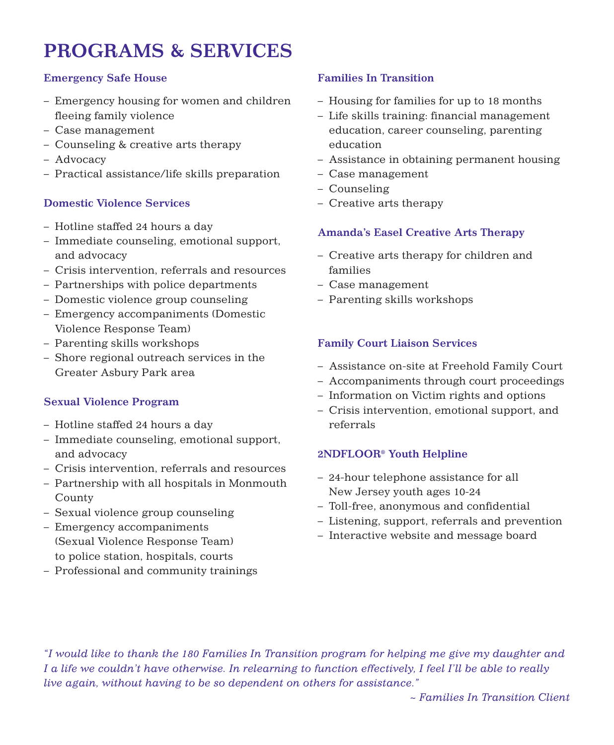# PROGRAMS & SERVICES

### Emergency Safe House

- Emergency housing for women and children fleeing family violence
- Case management
- Counseling & creative arts therapy
- Advocacy
- Practical assistance/life skills preparation

### Domestic Violence Services

- Hotline staffed 24 hours a day
- Immediate counseling, emotional support, and advocacy
- Crisis intervention, referrals and resources
- Partnerships with police departments
- Domestic violence group counseling
- Emergency accompaniments (Domestic Violence Response Team)
- Parenting skills workshops
- Shore regional outreach services in the Greater Asbury Park area

### Sexual Violence Program

- Hotline staffed 24 hours a day
- Immediate counseling, emotional support, and advocacy
- Crisis intervention, referrals and resources
- Partnership with all hospitals in Monmouth County
- Sexual violence group counseling
- Emergency accompaniments (Sexual Violence Response Team) to police station, hospitals, courts
- Professional and community trainings

### Families In Transition

- Housing for families for up to 18 months
- Life skills training: financial management education, career counseling, parenting education
- Assistance in obtaining permanent housing
- Case management
- Counseling
- Creative arts therapy

### Amanda's Easel Creative Arts Therapy

- Creative arts therapy for children and families
- Case management
- Parenting skills workshops

### Family Court Liaison Services

- Assistance on-site at Freehold Family Court
- Accompaniments through court proceedings
- Information on Victim rights and options
- Crisis intervention, emotional support, and referrals

### 2NDFLOOR® Youth Helpline

- 24-hour telephone assistance for all New Jersey youth ages 10-24
- Toll-free, anonymous and confidential
- Listening, support, referrals and prevention
- Interactive website and message board

*"I would like to thank the 180 Families In Transition program for helping me give my daughter and I a life we couldn't have otherwise. In relearning to function effectively, I feel I'll be able to really live again, without having to be so dependent on others for assistance."*

*~ Families In Transition Client*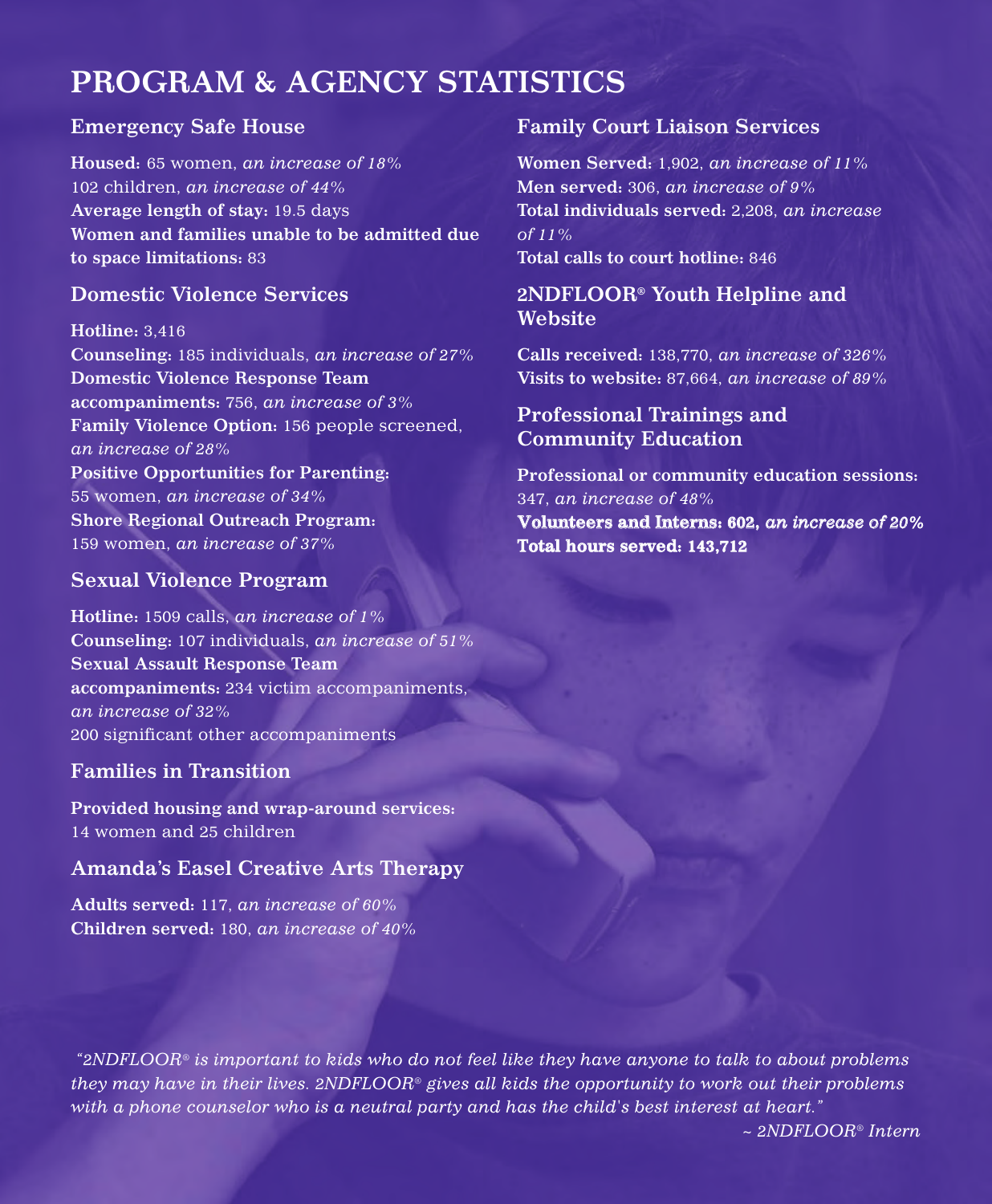# PROGRAM & AGENCY STATISTICS

## Emergency Safe House

**Housed:** 65 women, *an increase of 18%*
102 children, *an increase of 44%*
**Average length of stay:** 19.5 days
**Women and families unable to be admitted due to space limitations:** 83

## Domestic Violence Services

**Hotline:** 3,416
**Counseling:** 185 individuals, *an increase of 27%*
**Domestic Violence Response Team accompaniments:** 756, *an increase of 3%*
**Family Violence Option:** 156 people screened, *an increase of 28%*
**Positive Opportunities for Parenting:** 55 women, *an increase of 34%*
**Shore Regional Outreach Program:** 159 women, *an increase of 37%*

## Sexual Violence Program

**Hotline:** 1509 calls, *an increase of 1%*
**Counseling:** 107 individuals, *an increase of 51%*
**Sexual Assault Response Team accompaniments:** 234 victim accompaniments, *an increase of 32%*
200 significant other accompaniments

## Families in Transition

**Provided housing and wrap-around services:** 14 women and 25 children

## Amanda's Easel Creative Arts Therapy

**Adults served:** 117, *an increase of 60%*
**Children served:** 180, *an increase of 40%*

## Family Court Liaison Services

**Women Served:** 1,902, *an increase of 11%*
**Men served:** 306, *an increase of 9%*
**Total individuals served:** 2,208, *an increase of 11%*
**Total calls to court hotline:** 846

## 2NDFLOOR® Youth Helpline and Website

**Calls received:** 138,770, *an increase of 326%*
**Visits to website:** 87,664, *an increase of 89%*

## Professional Trainings and Community Education

**Professional or community education sessions:** 347, *an increase of 48%*
**Volunteers and Interns: 602,** ***an increase of 20%***
**Total hours served: 143,712**

*"2NDFLOOR® is important to kids who do not feel like they have anyone to talk to about problems they may have in their lives. 2NDFLOOR® gives all kids the opportunity to work out their problems with a phone counselor who is a neutral party and has the child's best interest at heart."*

*~ 2NDFLOOR® Intern*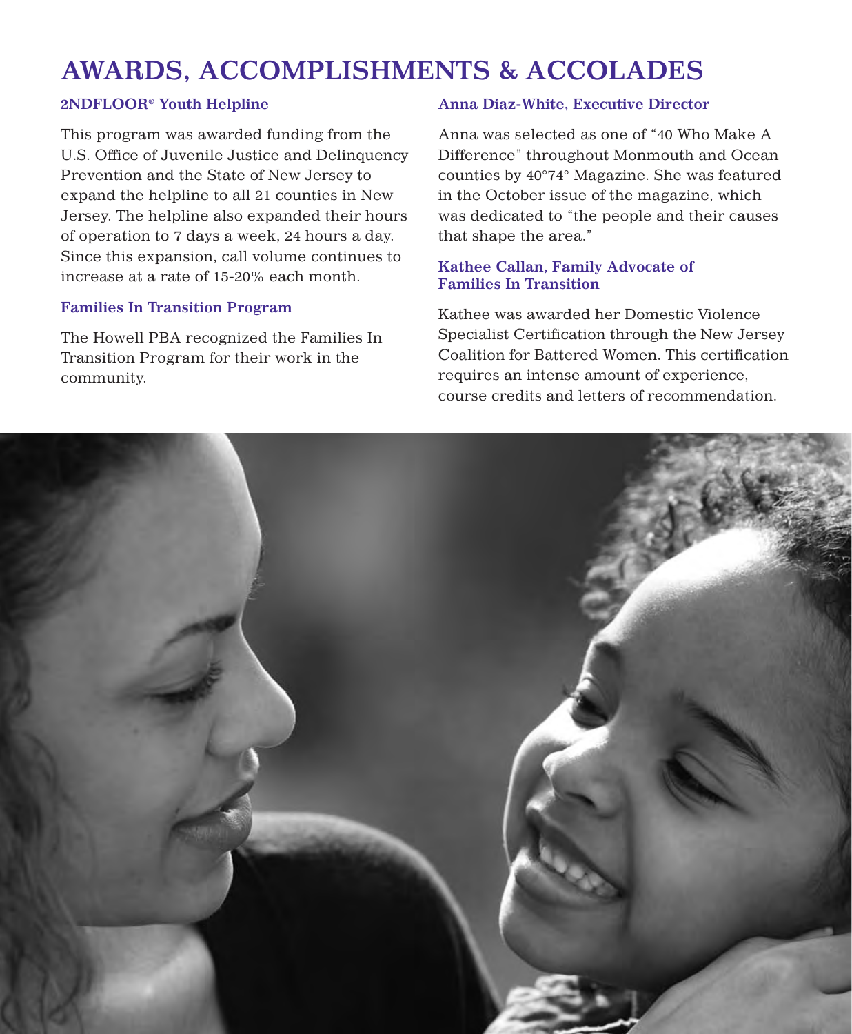# AWARDS, ACCOMPLISHMENTS & ACCOLADES

### 2NDFLOOR® Youth Helpline

This program was awarded funding from the U.S. Office of Juvenile Justice and Delinquency Prevention and the State of New Jersey to expand the helpline to all 21 counties in New Jersey. The helpline also expanded their hours of operation to 7 days a week, 24 hours a day. Since this expansion, call volume continues to increase at a rate of 15-20% each month.

### Families In Transition Program

The Howell PBA recognized the Families In Transition Program for their work in the community.

### Anna Diaz-White, Executive Director

Anna was selected as one of "40 Who Make A Difference" throughout Monmouth and Ocean counties by 40°74° Magazine. She was featured in the October issue of the magazine, which was dedicated to "the people and their causes that shape the area."

### Kathee Callan, Family Advocate of Families In Transition

Kathee was awarded her Domestic Violence Specialist Certification through the New Jersey Coalition for Battered Women. This certification requires an intense amount of experience, course credits and letters of recommendation.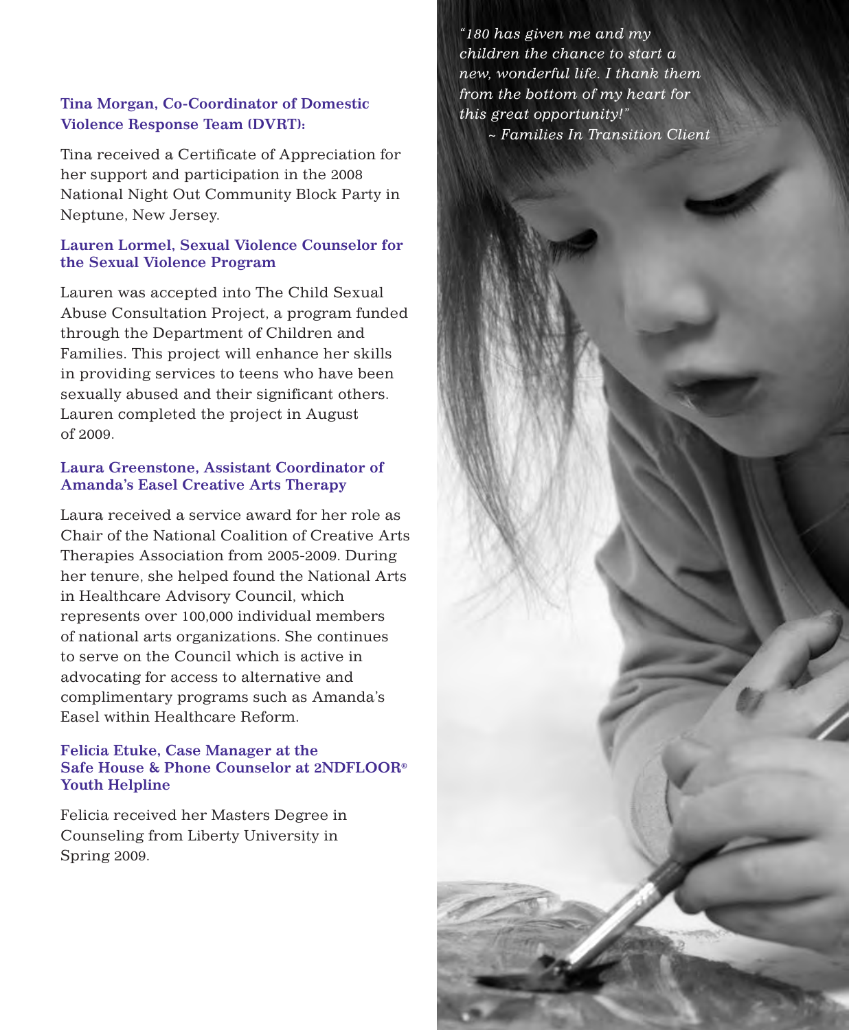### Tina Morgan, Co-Coordinator of Domestic Violence Response Team (DVRT):

Tina received a Certificate of Appreciation for her support and participation in the 2008 National Night Out Community Block Party in Neptune, New Jersey.

### Lauren Lormel, Sexual Violence Counselor for the Sexual Violence Program

Lauren was accepted into The Child Sexual Abuse Consultation Project, a program funded through the Department of Children and Families. This project will enhance her skills in providing services to teens who have been sexually abused and their significant others. Lauren completed the project in August of 2009.

### Laura Greenstone, Assistant Coordinator of Amanda's Easel Creative Arts Therapy

Laura received a service award for her role as Chair of the National Coalition of Creative Arts Therapies Association from 2005-2009. During her tenure, she helped found the National Arts in Healthcare Advisory Council, which represents over 100,000 individual members of national arts organizations. She continues to serve on the Council which is active in advocating for access to alternative and complimentary programs such as Amanda's Easel within Healthcare Reform.

### Felicia Etuke, Case Manager at the Safe House & Phone Counselor at 2NDFLOOR® Youth Helpline

Felicia received her Masters Degree in Counseling from Liberty University in Spring 2009.

*"180 has given me and my children the chance to start a new, wonderful life. I thank them from the bottom of my heart for this great opportunity!"*
*~ Families In Transition Client*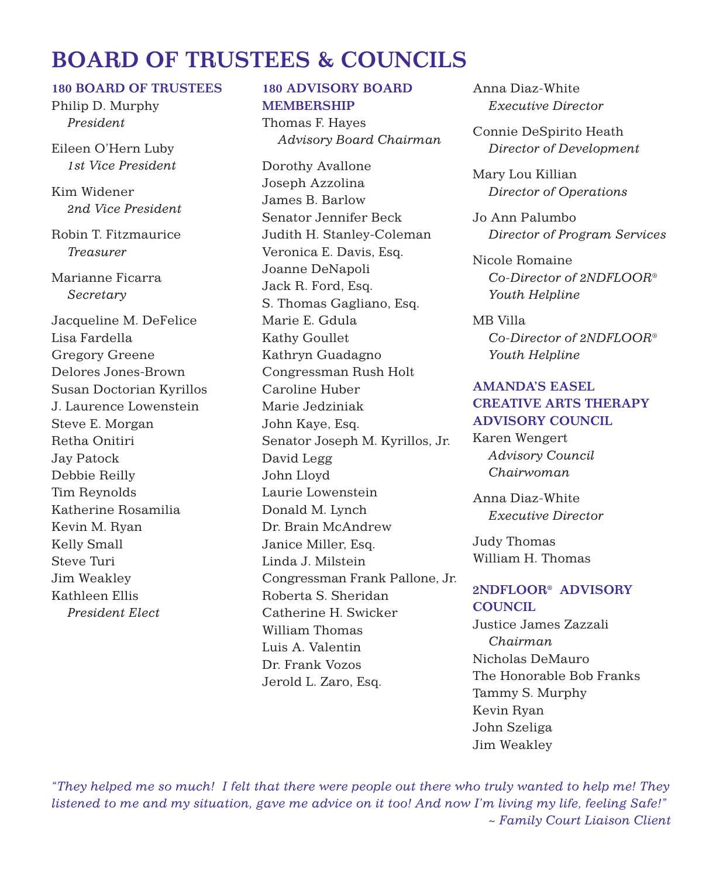# BOARD OF TRUSTEES & COUNCILS

### 180 BOARD OF TRUSTEES

Philip D. Murphy
*President*

Eileen O'Hern Luby
*1st Vice President*

Kim Widener
*2nd Vice President*

Robin T. Fitzmaurice
*Treasurer*

Marianne Ficarra
*Secretary*

Jacqueline M. DeFelice
Lisa Fardella
Gregory Greene
Delores Jones-Brown
Susan Doctorian Kyrillos
J. Laurence Lowenstein
Steve E. Morgan
Retha Onitiri
Jay Patock
Debbie Reilly
Tim Reynolds
Katherine Rosamilia
Kevin M. Ryan
Kelly Small
Steve Turi
Jim Weakley
Kathleen Ellis
*President Elect*

### 180 ADVISORY BOARD MEMBERSHIP

Thomas F. Hayes
*Advisory Board Chairman*

Dorothy Avallone
Joseph Azzolina
James B. Barlow
Senator Jennifer Beck
Judith H. Stanley-Coleman
Veronica E. Davis, Esq.
Joanne DeNapoli
Jack R. Ford, Esq.
S. Thomas Gagliano, Esq.
Marie E. Gdula
Kathy Goullet
Kathryn Guadagno
Congressman Rush Holt
Caroline Huber
Marie Jedziniak
John Kaye, Esq.
Senator Joseph M. Kyrillos, Jr.
David Legg
John Lloyd
Laurie Lowenstein
Donald M. Lynch
Dr. Brain McAndrew
Janice Miller, Esq.
Linda J. Milstein
Congressman Frank Pallone, Jr.
Roberta S. Sheridan
Catherine H. Swicker
William Thomas
Luis A. Valentin
Dr. Frank Vozos
Jerold L. Zaro, Esq.

Anna Diaz-White
*Executive Director*

Connie DeSpirito Heath
*Director of Development*

Mary Lou Killian
*Director of Operations*

Jo Ann Palumbo
*Director of Program Services*

Nicole Romaine
*Co-Director of 2NDFLOOR® Youth Helpline*

MB Villa
*Co-Director of 2NDFLOOR® Youth Helpline*

### AMANDA'S EASEL CREATIVE ARTS THERAPY ADVISORY COUNCIL

Karen Wengert
*Advisory Council Chairwoman*

Anna Diaz-White
*Executive Director*

Judy Thomas
William H. Thomas

### 2NDFLOOR® ADVISORY COUNCIL

Justice James Zazzali
*Chairman*

Nicholas DeMauro
The Honorable Bob Franks
Tammy S. Murphy
Kevin Ryan
John Szeliga
Jim Weakley

*"They helped me so much! I felt that there were people out there who truly wanted to help me! They listened to me and my situation, gave me advice on it too! And now I'm living my life, feeling Safe!"*
*~ Family Court Liaison Client*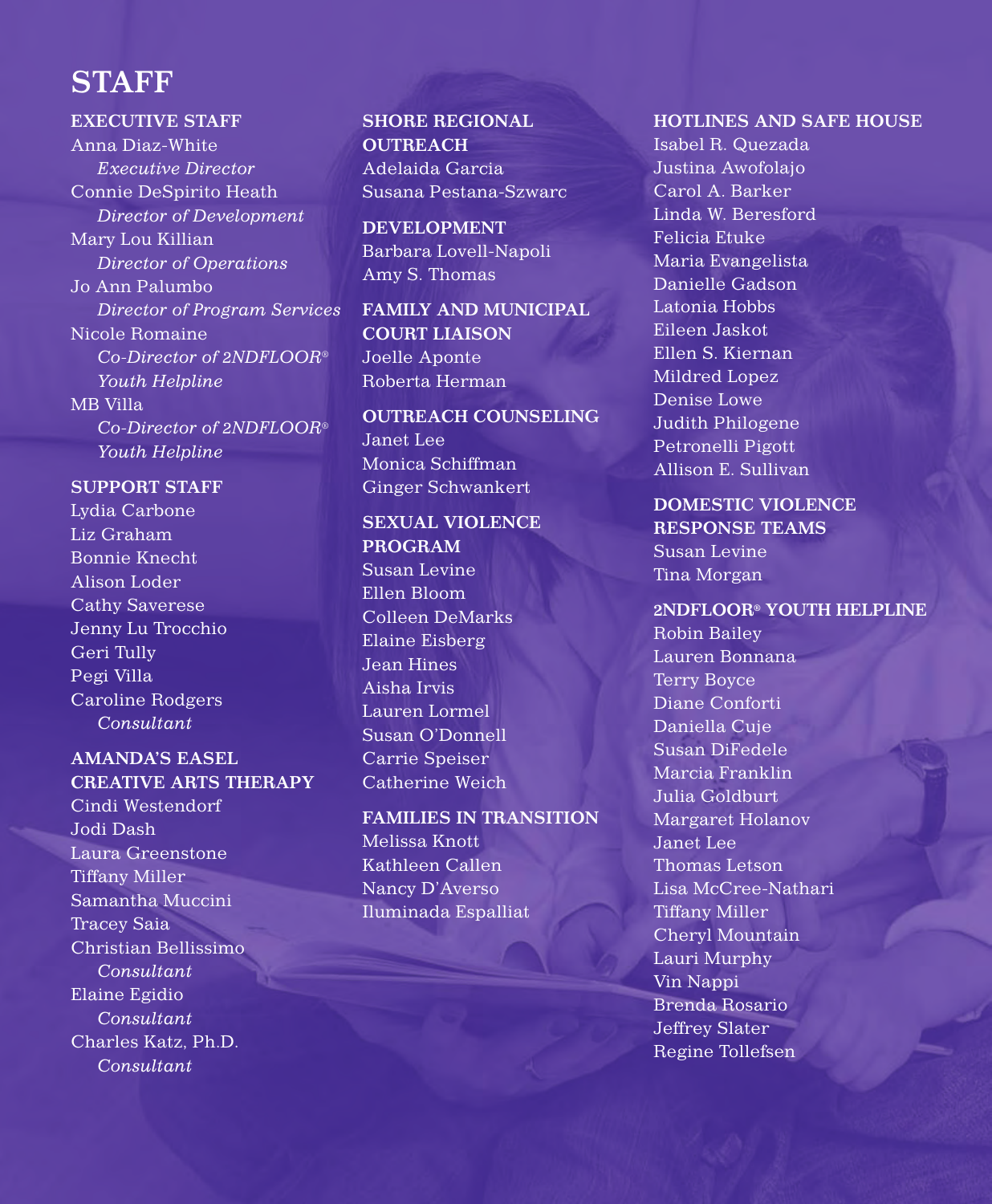# STAFF

### EXECUTIVE STAFF

Anna Diaz-White
*Executive Director*
Connie DeSpirito Heath
*Director of Development*
Mary Lou Killian
*Director of Operations*
Jo Ann Palumbo
*Director of Program Services*
Nicole Romaine
*Co-Director of 2NDFLOOR® Youth Helpline*
MB Villa
*Co-Director of 2NDFLOOR® Youth Helpline*

### SUPPORT STAFF

Lydia Carbone
Liz Graham
Bonnie Knecht
Alison Loder
Cathy Saverese
Jenny Lu Trocchio
Geri Tully
Pegi Villa
Caroline Rodgers
*Consultant*

### AMANDA'S EASEL CREATIVE ARTS THERAPY

Cindi Westendorf
Jodi Dash
Laura Greenstone
Tiffany Miller
Samantha Muccini
Tracey Saia
Christian Bellissimo
*Consultant*
Elaine Egidio
*Consultant*
Charles Katz, Ph.D.
*Consultant*

### SHORE REGIONAL OUTREACH

Adelaida Garcia
Susana Pestana-Szwarc

### DEVELOPMENT

Barbara Lovell-Napoli
Amy S. Thomas

### FAMILY AND MUNICIPAL COURT LIAISON

Joelle Aponte
Roberta Herman

### OUTREACH COUNSELING

Janet Lee
Monica Schiffman
Ginger Schwankert

### SEXUAL VIOLENCE PROGRAM

Susan Levine
Ellen Bloom
Colleen DeMarks
Elaine Eisberg
Jean Hines
Aisha Irvis
Lauren Lormel
Susan O'Donnell
Carrie Speiser
Catherine Weich

### FAMILIES IN TRANSITION

Melissa Knott
Kathleen Callen
Nancy D'Averso
Iluminada Espalliat

### HOTLINES AND SAFE HOUSE

Isabel R. Quezada
Justina Awofolajo
Carol A. Barker
Linda W. Beresford
Felicia Etuke
Maria Evangelista
Danielle Gadson
Latonia Hobbs
Eileen Jaskot
Ellen S. Kiernan
Mildred Lopez
Denise Lowe
Judith Philogene
Petronelli Pigott
Allison E. Sullivan

### DOMESTIC VIOLENCE RESPONSE TEAMS

Susan Levine
Tina Morgan

### 2NDFLOOR® YOUTH HELPLINE

Robin Bailey
Lauren Bonnana
Terry Boyce
Diane Conforti
Daniella Cuje
Susan DiFedele
Marcia Franklin
Julia Goldburt
Margaret Holanov
Janet Lee
Thomas Letson
Lisa McCree-Nathari
Tiffany Miller
Cheryl Mountain
Lauri Murphy
Vin Nappi
Brenda Rosario
Jeffrey Slater
Regine Tollefsen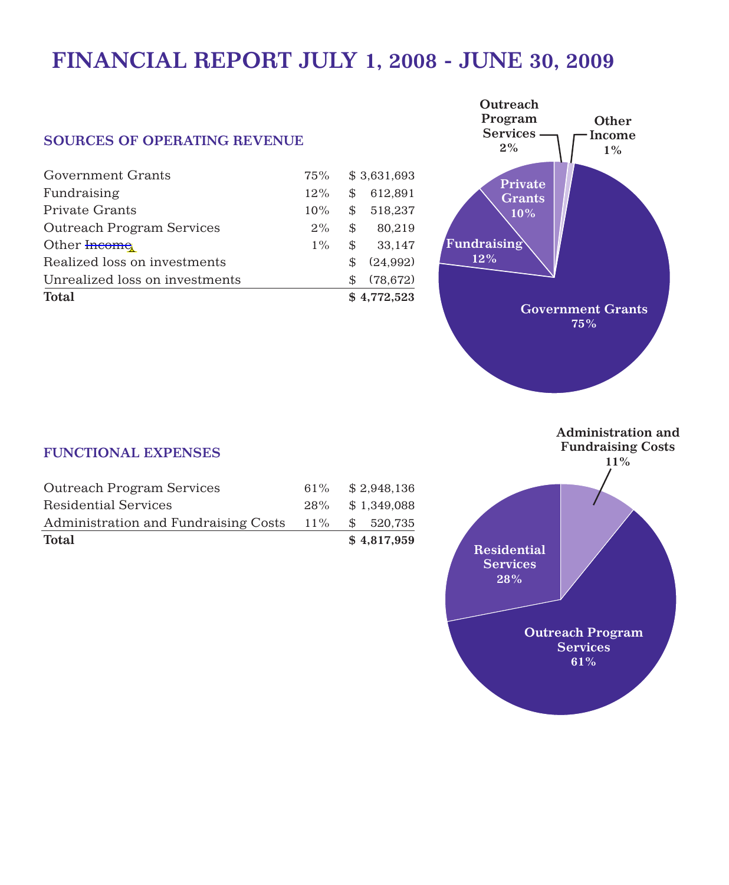# FINANCIAL REPORT JULY 1, 2008 - JUNE 30, 2009

## SOURCES OF OPERATING REVENUE

| Source | % | Amount |
|---|---|---|
| Government Grants | 75% | $ 3,631,693 |
| Fundraising | 12% | $ 612,891 |
| Private Grants | 10% | $ 518,237 |
| Outreach Program Services | 2% | $ 80,219 |
| Other Income | 1% | $ 33,147 |
| Realized loss on investments | | $ (24,992) |
| Unrealized loss on investments | | $ (78,672) |
| **Total** | | **$ 4,772,523** |

Government Grants 75%
Fundraising 12%
Private Grants 10%
Outreach Program Services 2%
Other Income 1%

## FUNCTIONAL EXPENSES

| Expense | % | Amount |
|---|---|---|
| Outreach Program Services | 61% | $ 2,948,136 |
| Residential Services | 28% | $ 1,349,088 |
| Administration and Fundraising Costs | 11% | $ 520,735 |
| **Total** | | **$ 4,817,959** |

Outreach Program Services 61%
Residential Services 28%
Administration and Fundraising Costs 11%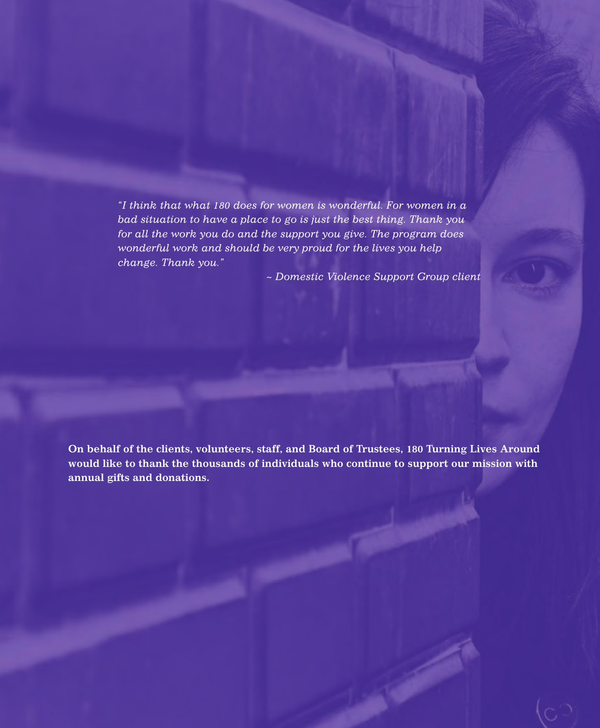*"I think that what 180 does for women is wonderful. For women in a bad situation to have a place to go is just the best thing. Thank you for all the work you do and the support you give. The program does wonderful work and should be very proud for the lives you help change. Thank you."*

*~ Domestic Violence Support Group client*

**On behalf of the clients, volunteers, staff, and Board of Trustees, 180 Turning Lives Around would like to thank the thousands of individuals who continue to support our mission with annual gifts and donations.**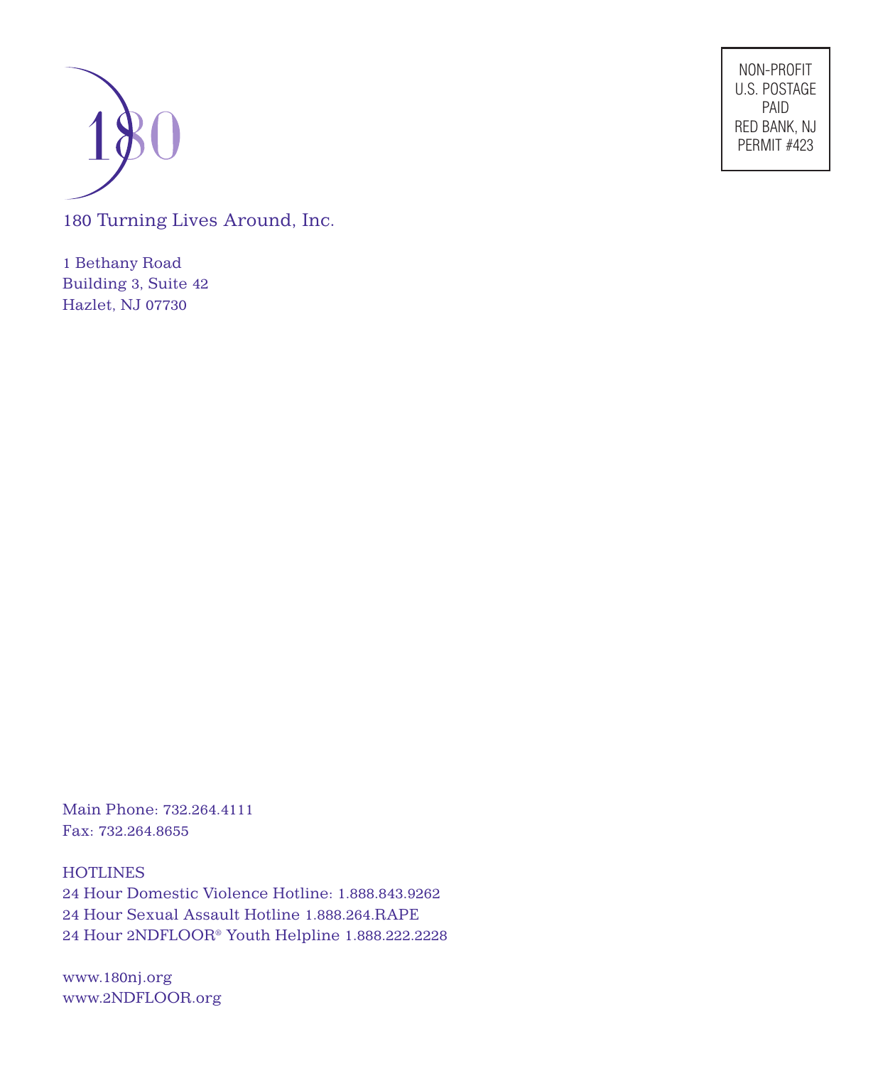NON-PROFIT
U.S. POSTAGE
PAID
RED BANK, NJ
PERMIT #423

180

180 Turning Lives Around, Inc.

1 Bethany Road
Building 3, Suite 42
Hazlet, NJ 07730

Main Phone: 732.264.4111
Fax: 732.264.8655

HOTLINES
24 Hour Domestic Violence Hotline: 1.888.843.9262
24 Hour Sexual Assault Hotline 1.888.264.RAPE
24 Hour 2NDFLOOR® Youth Helpline 1.888.222.2228

www.180nj.org
www.2NDFLOOR.org